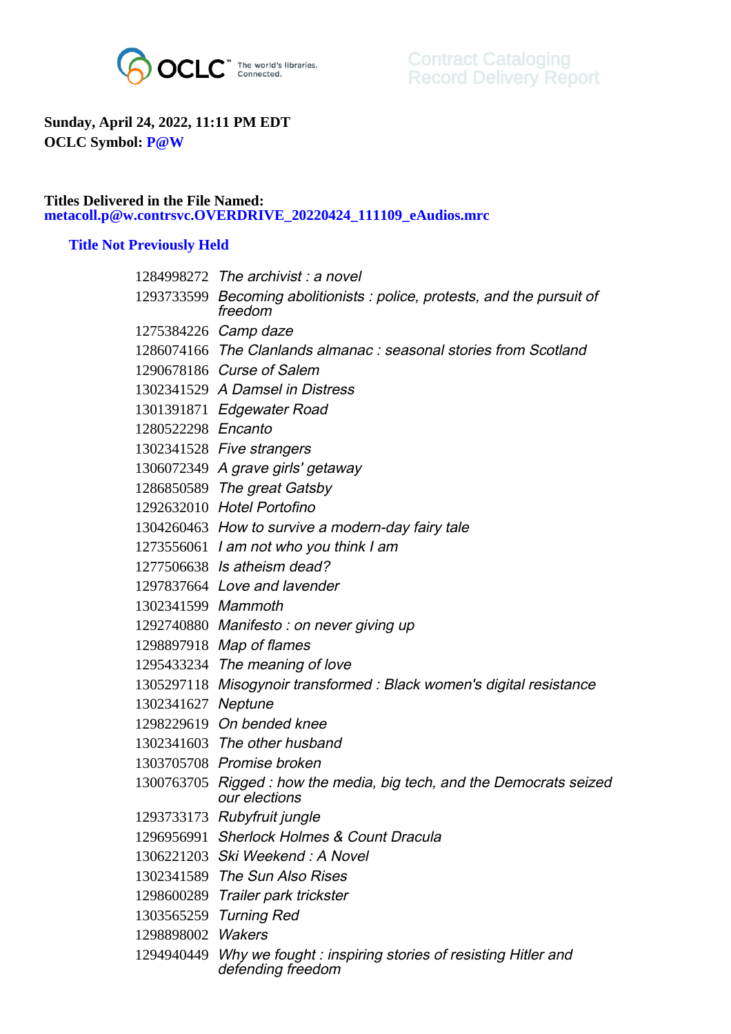OCLC The world's libraries. Connected.

Contract Cataloging
Record Delivery Report

**Sunday, April 24, 2022, 11:11 PM EDT**
**OCLC Symbol: P@W**

**Titles Delivered in the File Named:**
**metacoll.p@w.contrsvc.OVERDRIVE_20220424_111109_eAudios.mrc**

### Title Not Previously Held

| | |
|---|---|
| 1284998272 | *The archivist : a novel* |
| 1293733599 | *Becoming abolitionists : police, protests, and the pursuit of freedom* |
| 1275384226 | *Camp daze* |
| 1286074166 | *The Clanlands almanac : seasonal stories from Scotland* |
| 1290678186 | *Curse of Salem* |
| 1302341529 | *A Damsel in Distress* |
| 1301391871 | *Edgewater Road* |
| 1280522298 | *Encanto* |
| 1302341528 | *Five strangers* |
| 1306072349 | *A grave girls' getaway* |
| 1286850589 | *The great Gatsby* |
| 1292632010 | *Hotel Portofino* |
| 1304260463 | *How to survive a modern-day fairy tale* |
| 1273556061 | *I am not who you think I am* |
| 1277506638 | *Is atheism dead?* |
| 1297837664 | *Love and lavender* |
| 1302341599 | *Mammoth* |
| 1292740880 | *Manifesto : on never giving up* |
| 1298897918 | *Map of flames* |
| 1295433234 | *The meaning of love* |
| 1305297118 | *Misogynoir transformed : Black women's digital resistance* |
| 1302341627 | *Neptune* |
| 1298229619 | *On bended knee* |
| 1302341603 | *The other husband* |
| 1303705708 | *Promise broken* |
| 1300763705 | *Rigged : how the media, big tech, and the Democrats seized our elections* |
| 1293733173 | *Rubyfruit jungle* |
| 1296956991 | *Sherlock Holmes & Count Dracula* |
| 1306221203 | *Ski Weekend : A Novel* |
| 1302341589 | *The Sun Also Rises* |
| 1298600289 | *Trailer park trickster* |
| 1303565259 | *Turning Red* |
| 1298898002 | *Wakers* |
| 1294940449 | *Why we fought : inspiring stories of resisting Hitler and defending freedom* |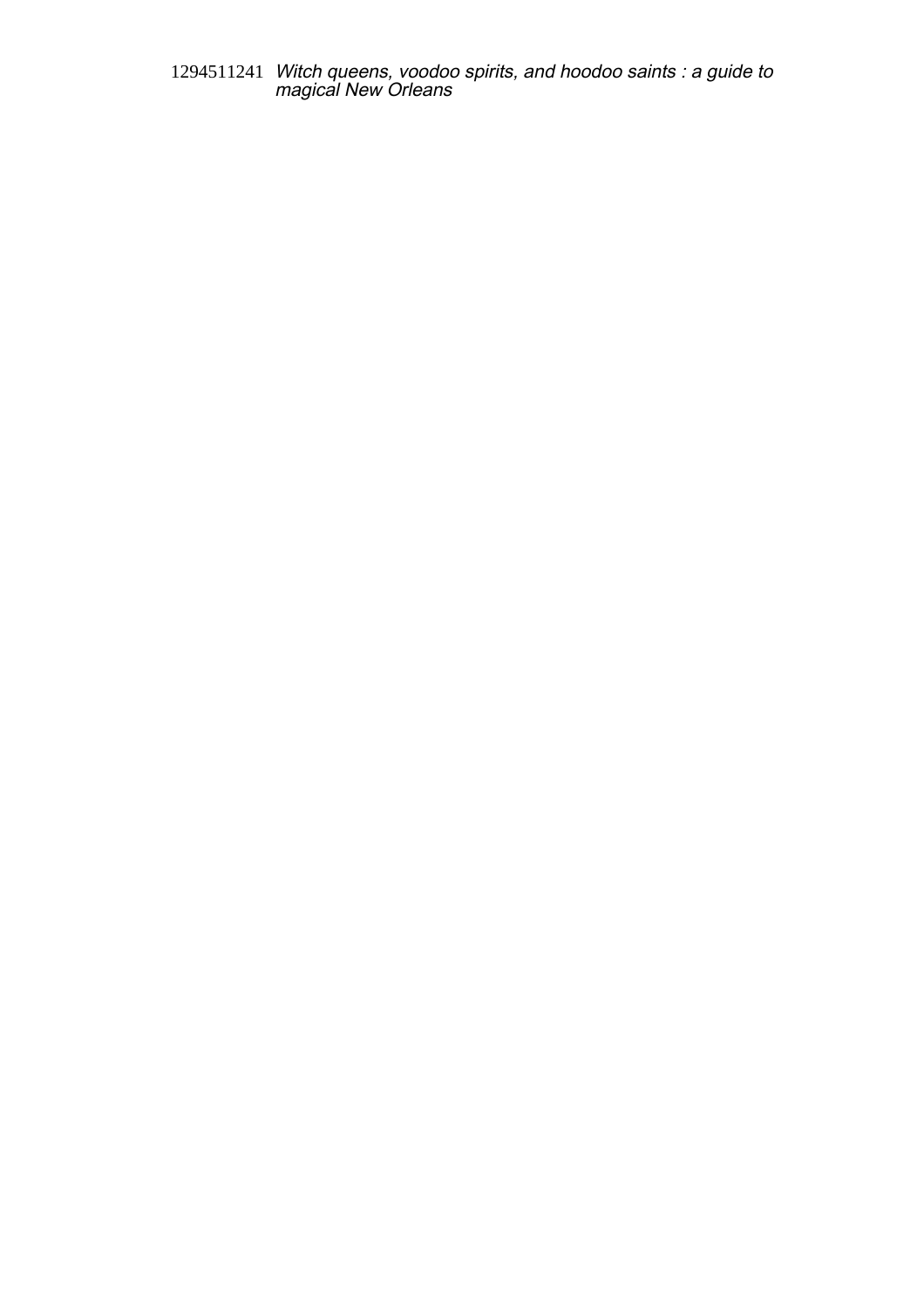1294511241 *Witch queens, voodoo spirits, and hoodoo saints : a guide to magical New Orleans*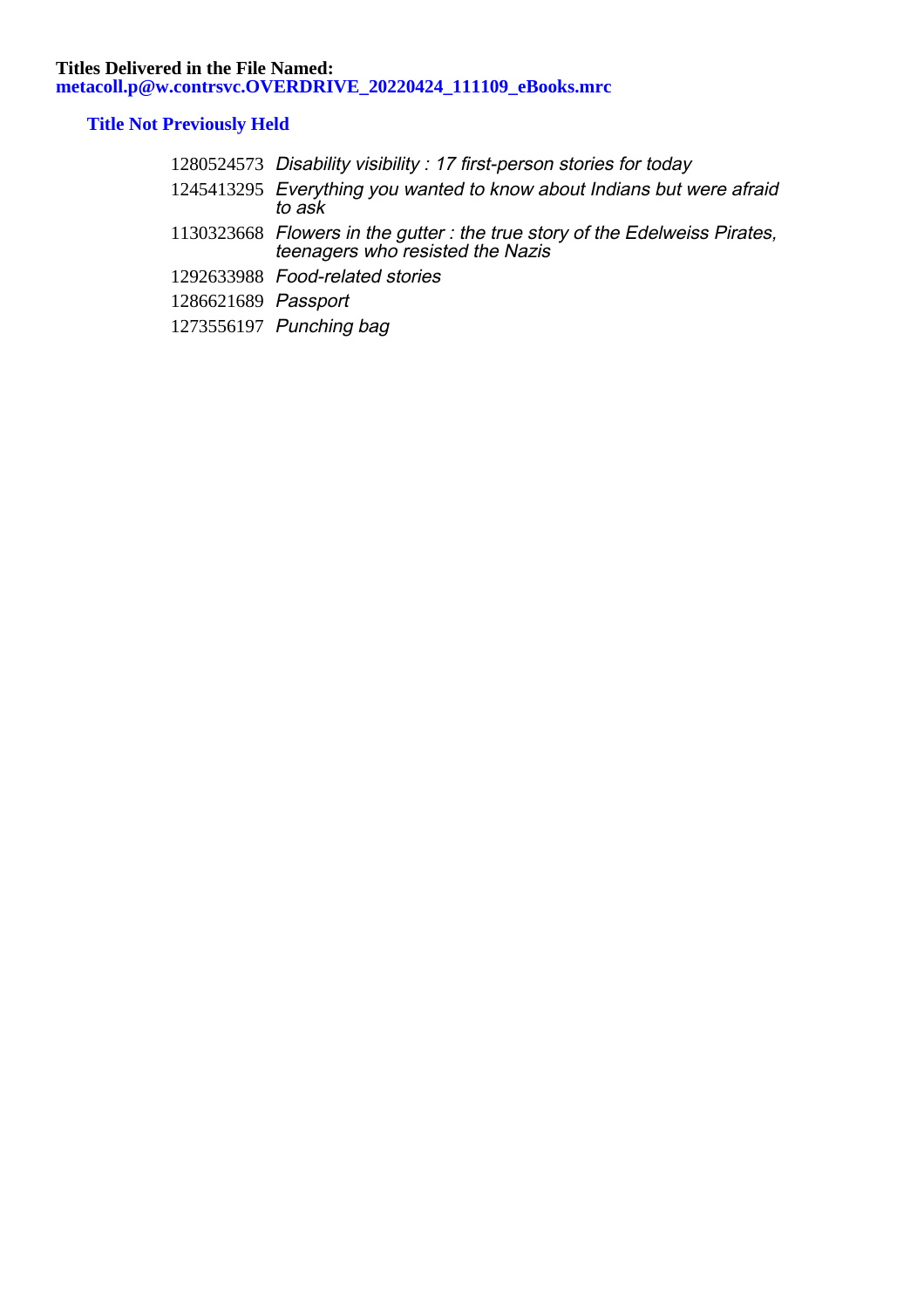**Titles Delivered in the File Named:**
**metacoll.p@w.contrsvc.OVERDRIVE_20220424_111109_eBooks.mrc**

## Title Not Previously Held

| | |
|---|---|
| 1280524573 | *Disability visibility : 17 first-person stories for today* |
| 1245413295 | *Everything you wanted to know about Indians but were afraid to ask* |
| 1130323668 | *Flowers in the gutter : the true story of the Edelweiss Pirates, teenagers who resisted the Nazis* |
| 1292633988 | *Food-related stories* |
| 1286621689 | *Passport* |
| 1273556197 | *Punching bag* |